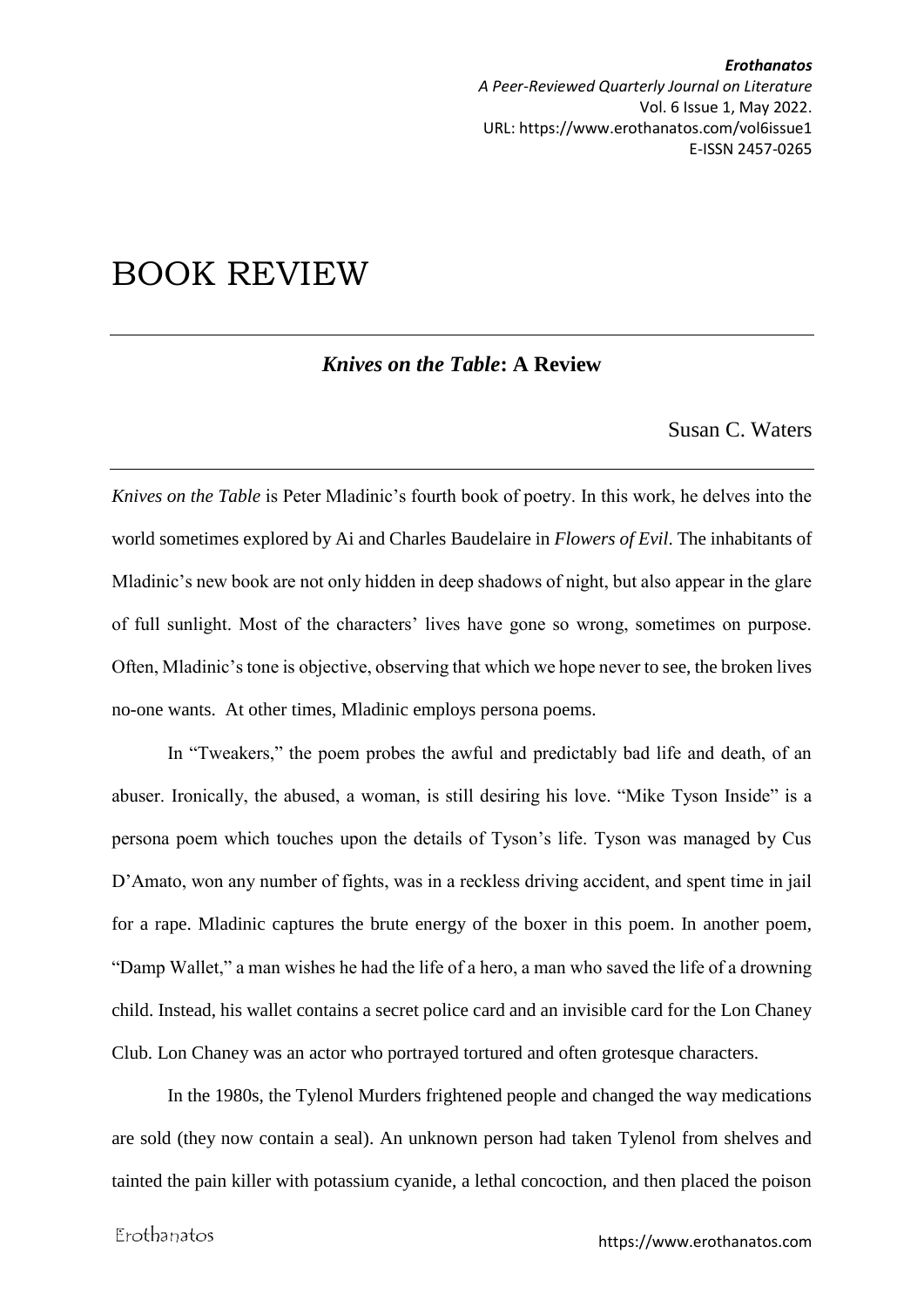# BOOK REVIEW

## *Knives on the Table*: A Review

Susan C. Waters

*Knives on the Table* is Peter Mladinic's fourth book of poetry. In this work, he delves into the world sometimes explored by Ai and Charles Baudelaire in *Flowers of Evil*. The inhabitants of Mladinic's new book are not only hidden in deep shadows of night, but also appear in the glare of full sunlight. Most of the characters' lives have gone so wrong, sometimes on purpose. Often, Mladinic's tone is objective, observing that which we hope never to see, the broken lives no-one wants. At other times, Mladinic employs persona poems.

In "Tweakers," the poem probes the awful and predictably bad life and death, of an abuser. Ironically, the abused, a woman, is still desiring his love. "Mike Tyson Inside" is a persona poem which touches upon the details of Tyson's life. Tyson was managed by Cus D'Amato, won any number of fights, was in a reckless driving accident, and spent time in jail for a rape. Mladinic captures the brute energy of the boxer in this poem. In another poem, "Damp Wallet," a man wishes he had the life of a hero, a man who saved the life of a drowning child. Instead, his wallet contains a secret police card and an invisible card for the Lon Chaney Club. Lon Chaney was an actor who portrayed tortured and often grotesque characters.

In the 1980s, the Tylenol Murders frightened people and changed the way medications are sold (they now contain a seal). An unknown person had taken Tylenol from shelves and tainted the pain killer with potassium cyanide, a lethal concoction, and then placed the poison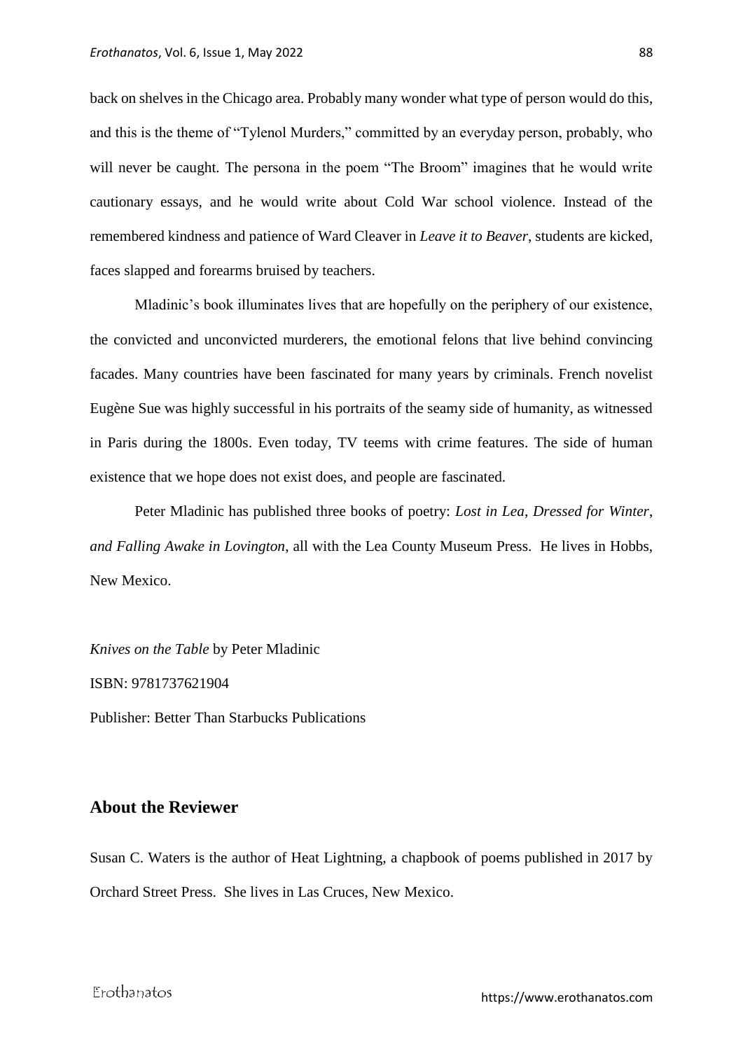back on shelves in the Chicago area. Probably many wonder what type of person would do this, and this is the theme of "Tylenol Murders," committed by an everyday person, probably, who will never be caught. The persona in the poem "The Broom" imagines that he would write cautionary essays, and he would write about Cold War school violence. Instead of the remembered kindness and patience of Ward Cleaver in *Leave it to Beaver*, students are kicked, faces slapped and forearms bruised by teachers.

Mladinic's book illuminates lives that are hopefully on the periphery of our existence, the convicted and unconvicted murderers, the emotional felons that live behind convincing facades. Many countries have been fascinated for many years by criminals. French novelist Eugène Sue was highly successful in his portraits of the seamy side of humanity, as witnessed in Paris during the 1800s. Even today, TV teems with crime features. The side of human existence that we hope does not exist does, and people are fascinated.

Peter Mladinic has published three books of poetry: *Lost in Lea*, *Dressed for Winter*, *and Falling Awake in Lovington*, all with the Lea County Museum Press. He lives in Hobbs, New Mexico.

*Knives on the Table* by Peter Mladinic

ISBN: 9781737621904

Publisher: Better Than Starbucks Publications

## About the Reviewer

Susan C. Waters is the author of Heat Lightning, a chapbook of poems published in 2017 by Orchard Street Press. She lives in Las Cruces, New Mexico.